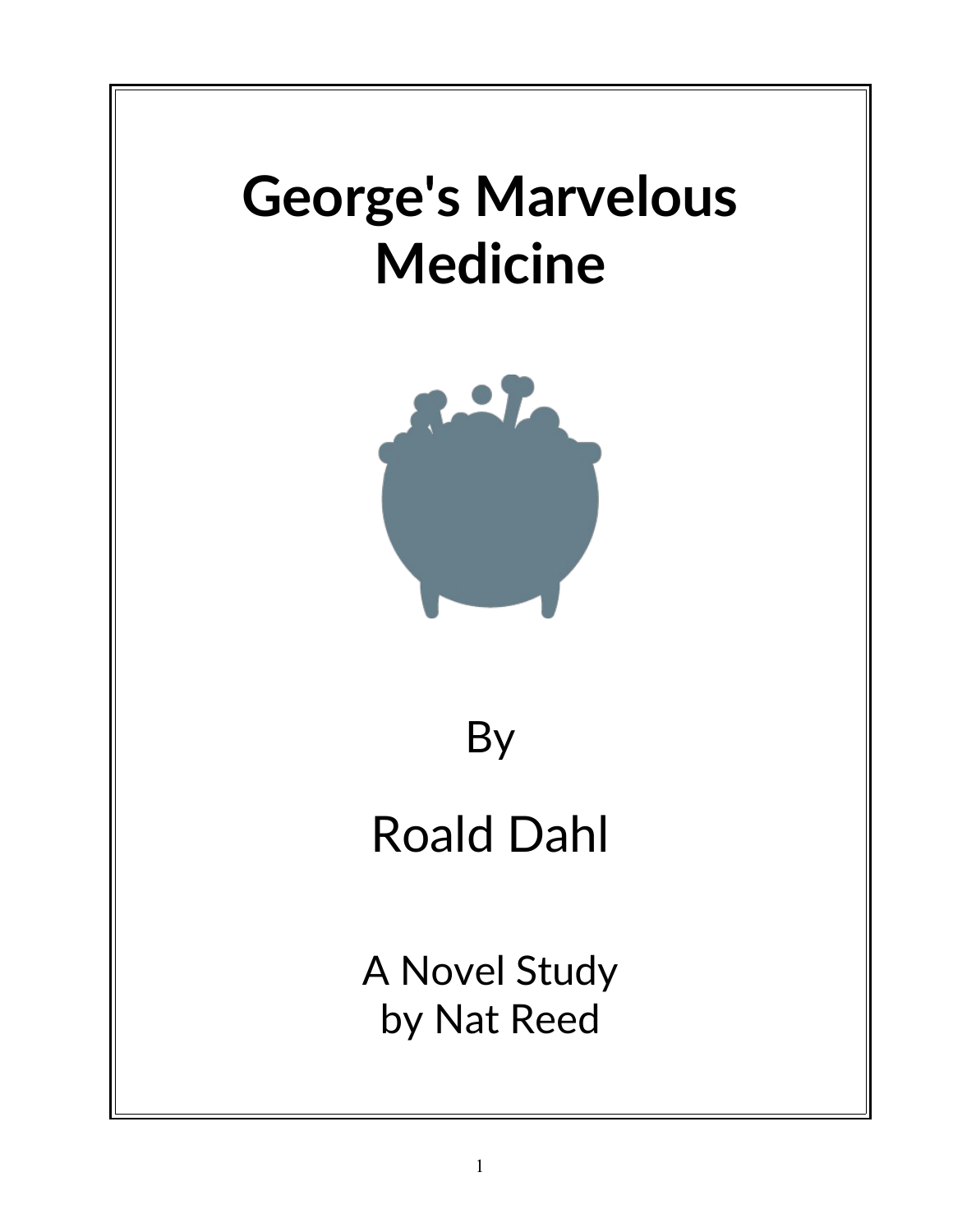# George's Marvelous Medicine

By

Roald Dahl

A Novel Study
by Nat Reed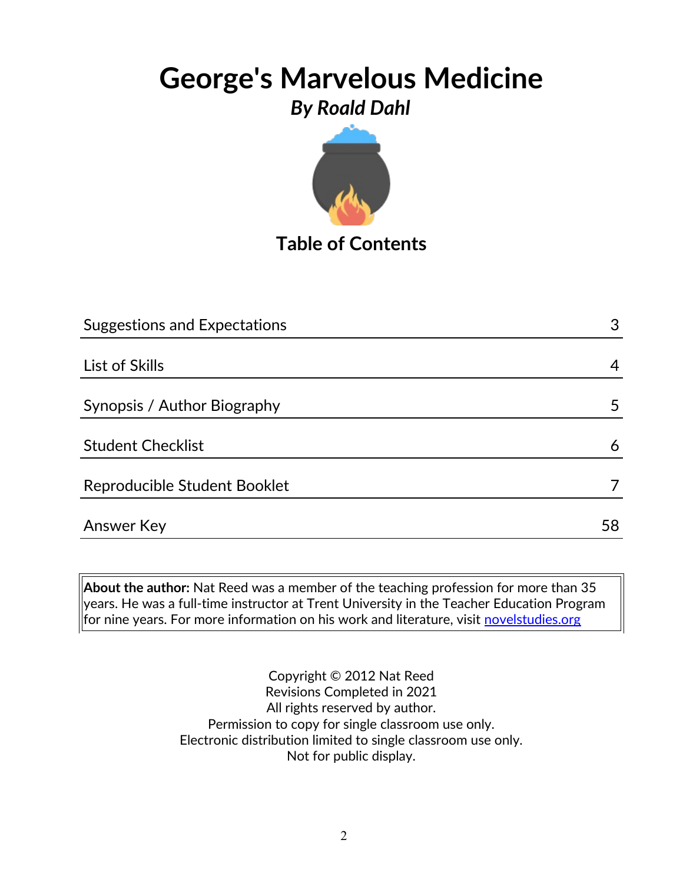# George's Marvelous Medicine

***By Roald Dahl***

## Table of Contents

| | |
|---|---|
| Suggestions and Expectations | 3 |
| List of Skills | 4 |
| Synopsis / Author Biography | 5 |
| Student Checklist | 6 |
| Reproducible Student Booklet | 7 |
| Answer Key | 58 |

**About the author:** Nat Reed was a member of the teaching profession for more than 35 years. He was a full-time instructor at Trent University in the Teacher Education Program for nine years. For more information on his work and literature, visit novelstudies.org

Copyright © 2012 Nat Reed
Revisions Completed in 2021
All rights reserved by author.
Permission to copy for single classroom use only.
Electronic distribution limited to single classroom use only.
Not for public display.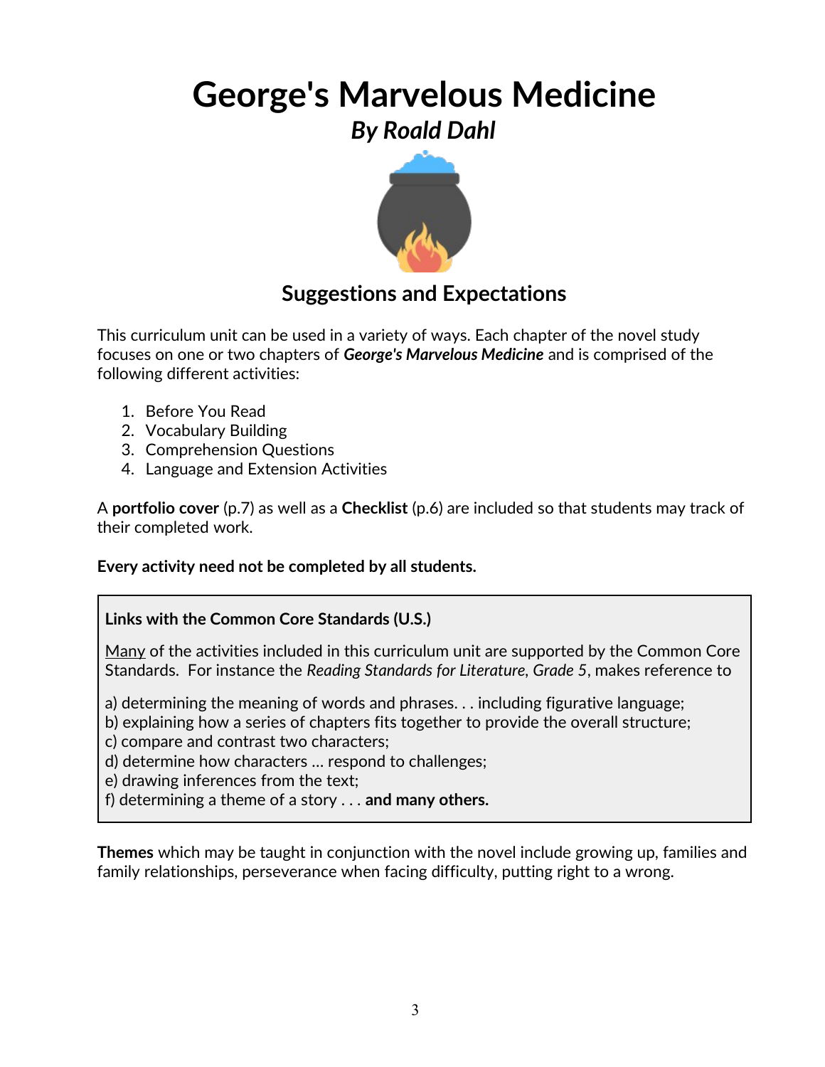# George's Marvelous Medicine

## *By Roald Dahl*

### Suggestions and Expectations

This curriculum unit can be used in a variety of ways. Each chapter of the novel study focuses on one or two chapters of ***George's Marvelous Medicine*** and is comprised of the following different activities:

1. Before You Read
2. Vocabulary Building
3. Comprehension Questions
4. Language and Extension Activities

A **portfolio cover** (p.7) as well as a **Checklist** (p.6) are included so that students may track of their completed work.

**Every activity need not be completed by all students.**

**Links with the Common Core Standards (U.S.)**

Many of the activities included in this curriculum unit are supported by the Common Core Standards. For instance the *Reading Standards for Literature, Grade 5*, makes reference to

a) determining the meaning of words and phrases. . . including figurative language;
b) explaining how a series of chapters fits together to provide the overall structure;
c) compare and contrast two characters;
d) determine how characters … respond to challenges;
e) drawing inferences from the text;
f) determining a theme of a story . . . **and many others.**

**Themes** which may be taught in conjunction with the novel include growing up, families and family relationships, perseverance when facing difficulty, putting right to a wrong.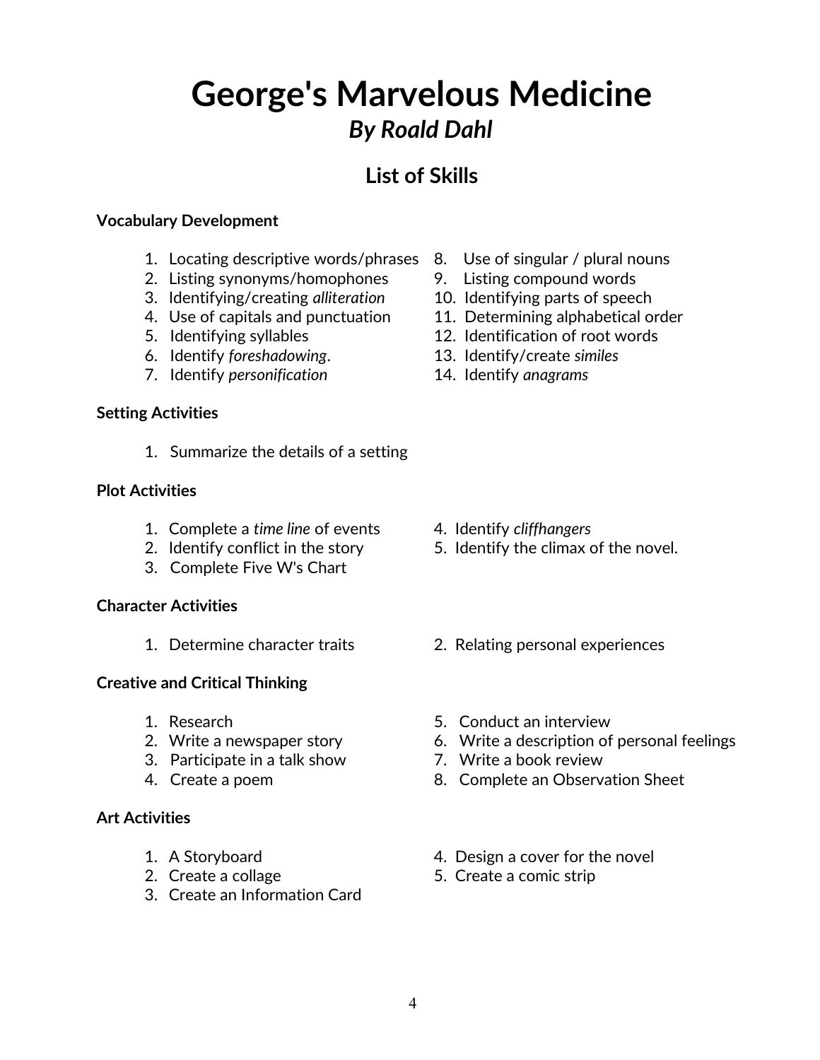# George's Marvelous Medicine

## *By Roald Dahl*

## List of Skills

**Vocabulary Development**

1. Locating descriptive words/phrases
2. Listing synonyms/homophones
3. Identifying/creating *alliteration*
4. Use of capitals and punctuation
5. Identifying syllables
6. Identify *foreshadowing*.
7. Identify *personification*
8. Use of singular / plural nouns
9. Listing compound words
10. Identifying parts of speech
11. Determining alphabetical order
12. Identification of root words
13. Identify/create *similes*
14. Identify *anagrams*

**Setting Activities**

1. Summarize the details of a setting

**Plot Activities**

1. Complete a *time line* of events
2. Identify conflict in the story
3. Complete Five W's Chart
4. Identify *cliffhangers*
5. Identify the climax of the novel.

**Character Activities**

1. Determine character traits
2. Relating personal experiences

**Creative and Critical Thinking**

1. Research
2. Write a newspaper story
3. Participate in a talk show
4. Create a poem
5. Conduct an interview
6. Write a description of personal feelings
7. Write a book review
8. Complete an Observation Sheet

**Art Activities**

1. A Storyboard
2. Create a collage
3. Create an Information Card
4. Design a cover for the novel
5. Create a comic strip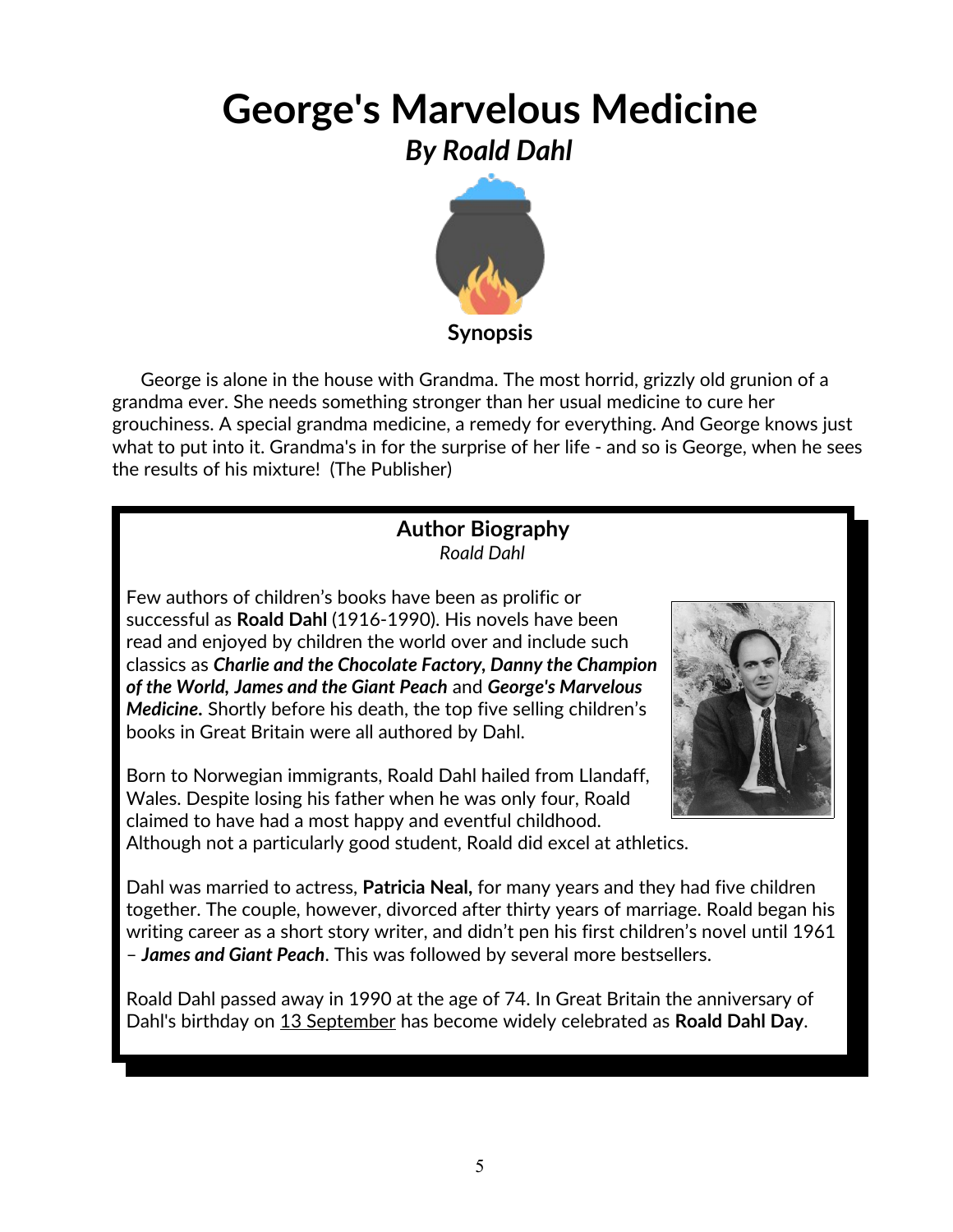# George's Marvelous Medicine

## *By Roald Dahl*

**Synopsis**

George is alone in the house with Grandma. The most horrid, grizzly old grunion of a grandma ever. She needs something stronger than her usual medicine to cure her grouchiness. A special grandma medicine, a remedy for everything. And George knows just what to put into it. Grandma's in for the surprise of her life - and so is George, when he sees the results of his mixture! (The Publisher)

### Author Biography

*Roald Dahl*

Few authors of children's books have been as prolific or successful as **Roald Dahl** (1916-1990). His novels have been read and enjoyed by children the world over and include such classics as ***Charlie and the Chocolate Factory, Danny the Champion of the World, James and the Giant Peach*** and ***George's Marvelous Medicine***. Shortly before his death, the top five selling children's books in Great Britain were all authored by Dahl.

Born to Norwegian immigrants, Roald Dahl hailed from Llandaff, Wales. Despite losing his father when he was only four, Roald claimed to have had a most happy and eventful childhood. Although not a particularly good student, Roald did excel at athletics.

Dahl was married to actress, **Patricia Neal,** for many years and they had five children together. The couple, however, divorced after thirty years of marriage. Roald began his writing career as a short story writer, and didn't pen his first children's novel until 1961 – ***James and Giant Peach***. This was followed by several more bestsellers.

Roald Dahl passed away in 1990 at the age of 74. In Great Britain the anniversary of Dahl's birthday on 13 September has become widely celebrated as **Roald Dahl Day**.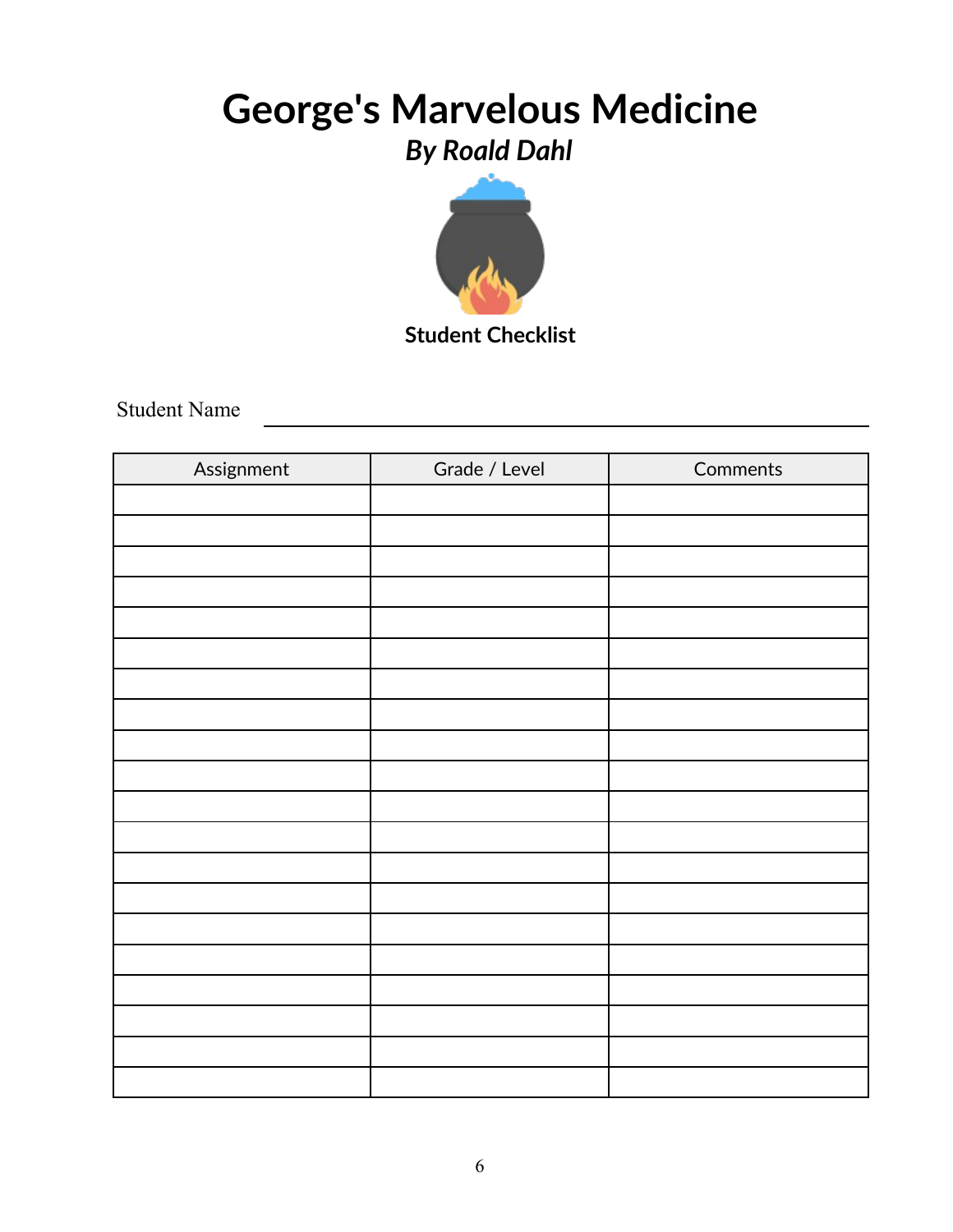# George's Marvelous Medicine

## *By Roald Dahl*

**Student Checklist**

Student Name ______________________________

| Assignment | Grade / Level | Comments |
|---|---|---|
| | | |
| | | |
| | | |
| | | |
| | | |
| | | |
| | | |
| | | |
| | | |
| | | |
| | | |
| | | |
| | | |
| | | |
| | | |
| | | |
| | | |
| | | |
| | | |
| | | |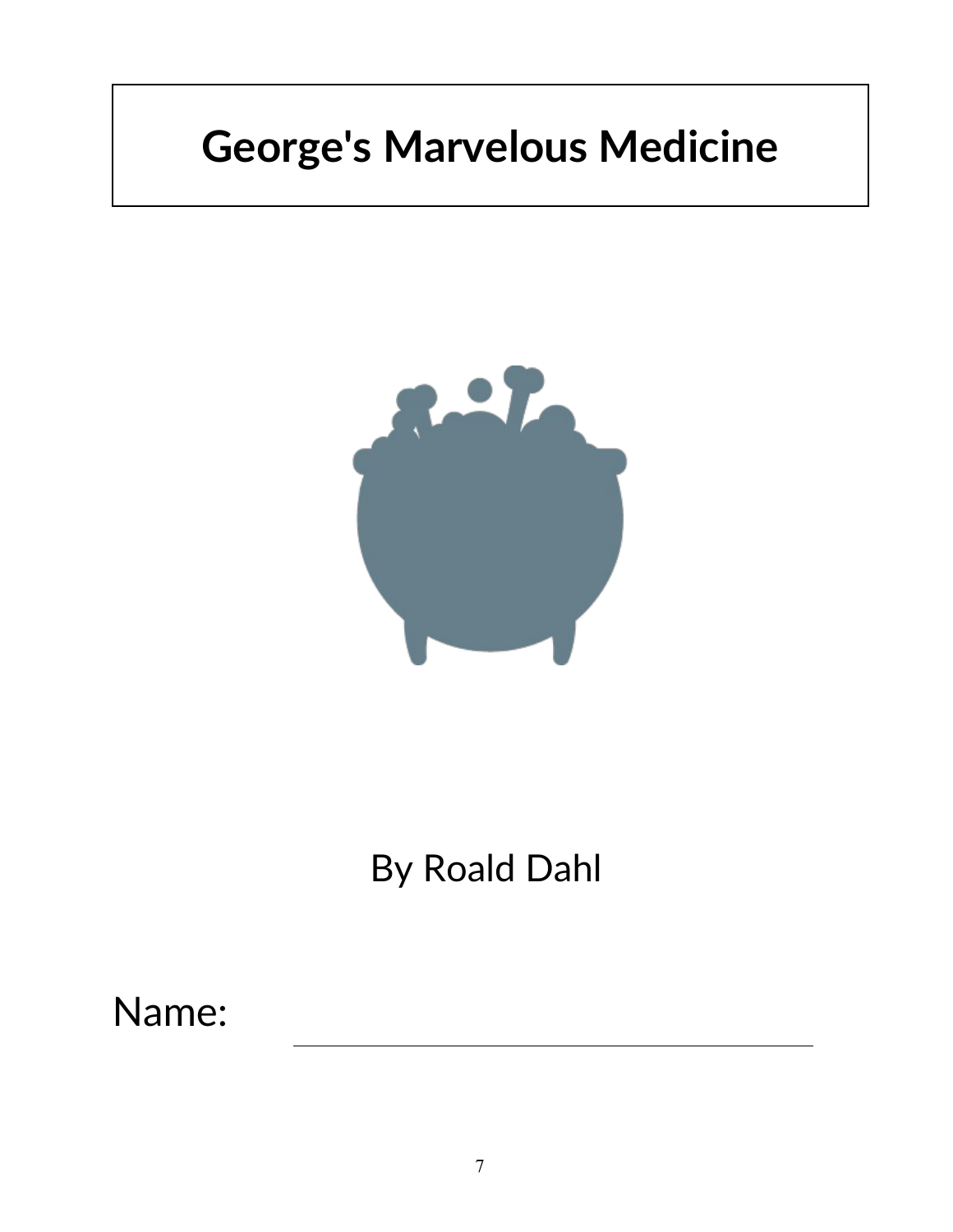# George's Marvelous Medicine

By Roald Dahl

Name: ______________________________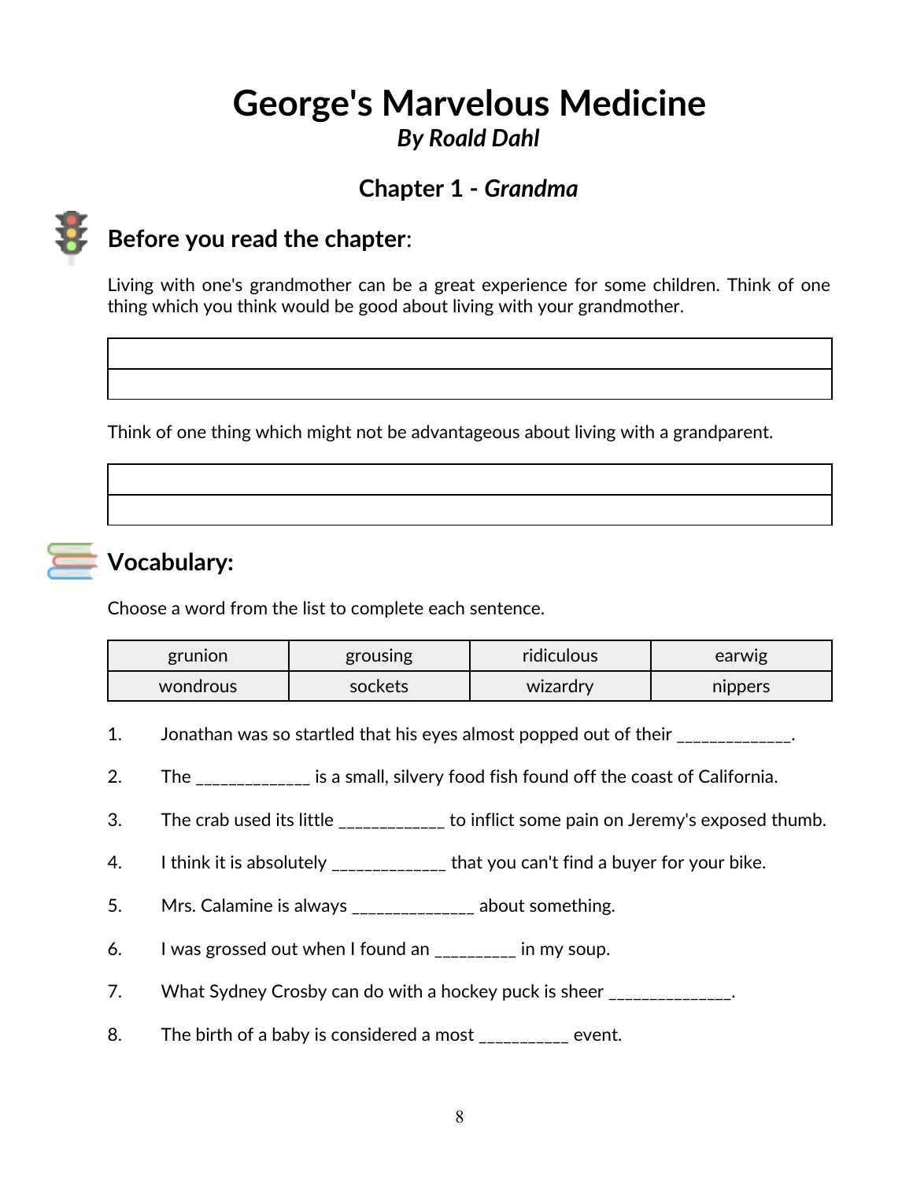# George's Marvelous Medicine

### *By Roald Dahl*

## Chapter 1 - *Grandma*

## Before you read the chapter:

Living with one's grandmother can be a great experience for some children. Think of one thing which you think would be good about living with your grandmother.

| |
|---|
| |

Think of one thing which might not be advantageous about living with a grandparent.

| |
|---|
| |

## Vocabulary:

Choose a word from the list to complete each sentence.

| grunion | grousing | ridiculous | earwig |
|---|---|---|---|
| wondrous | sockets | wizardry | nippers |

1. Jonathan was so startled that his eyes almost popped out of their _____________.
2. The _____________ is a small, silvery food fish found off the coast of California.
3. The crab used its little ____________ to inflict some pain on Jeremy's exposed thumb.
4. I think it is absolutely _____________ that you can't find a buyer for your bike.
5. Mrs. Calamine is always ______________ about something.
6. I was grossed out when I found an _________ in my soup.
7. What Sydney Crosby can do with a hockey puck is sheer ______________.
8. The birth of a baby is considered a most __________ event.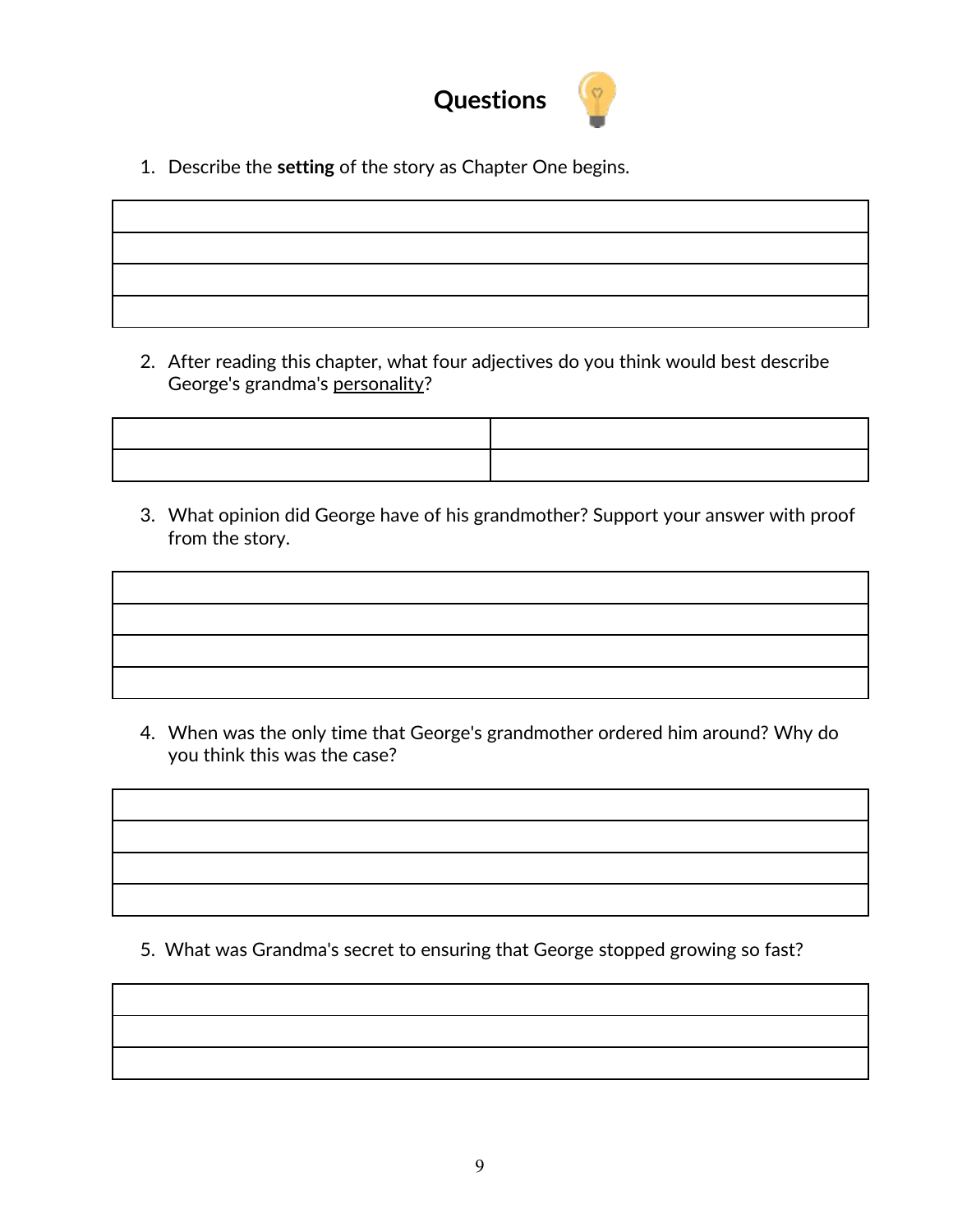# Questions

1. Describe the **setting** of the story as Chapter One begins.

| |
|---|
| |
| |
| |

2. After reading this chapter, what four adjectives do you think would best describe George's grandma's <u>personality</u>?

| | |
|---|---|
| | |

3. What opinion did George have of his grandmother? Support your answer with proof from the story.

| |
|---|
| |
| |
| |

4. When was the only time that George's grandmother ordered him around? Why do you think this was the case?

| |
|---|
| |
| |
| |

5. What was Grandma's secret to ensuring that George stopped growing so fast?

| |
|---|
| |
| |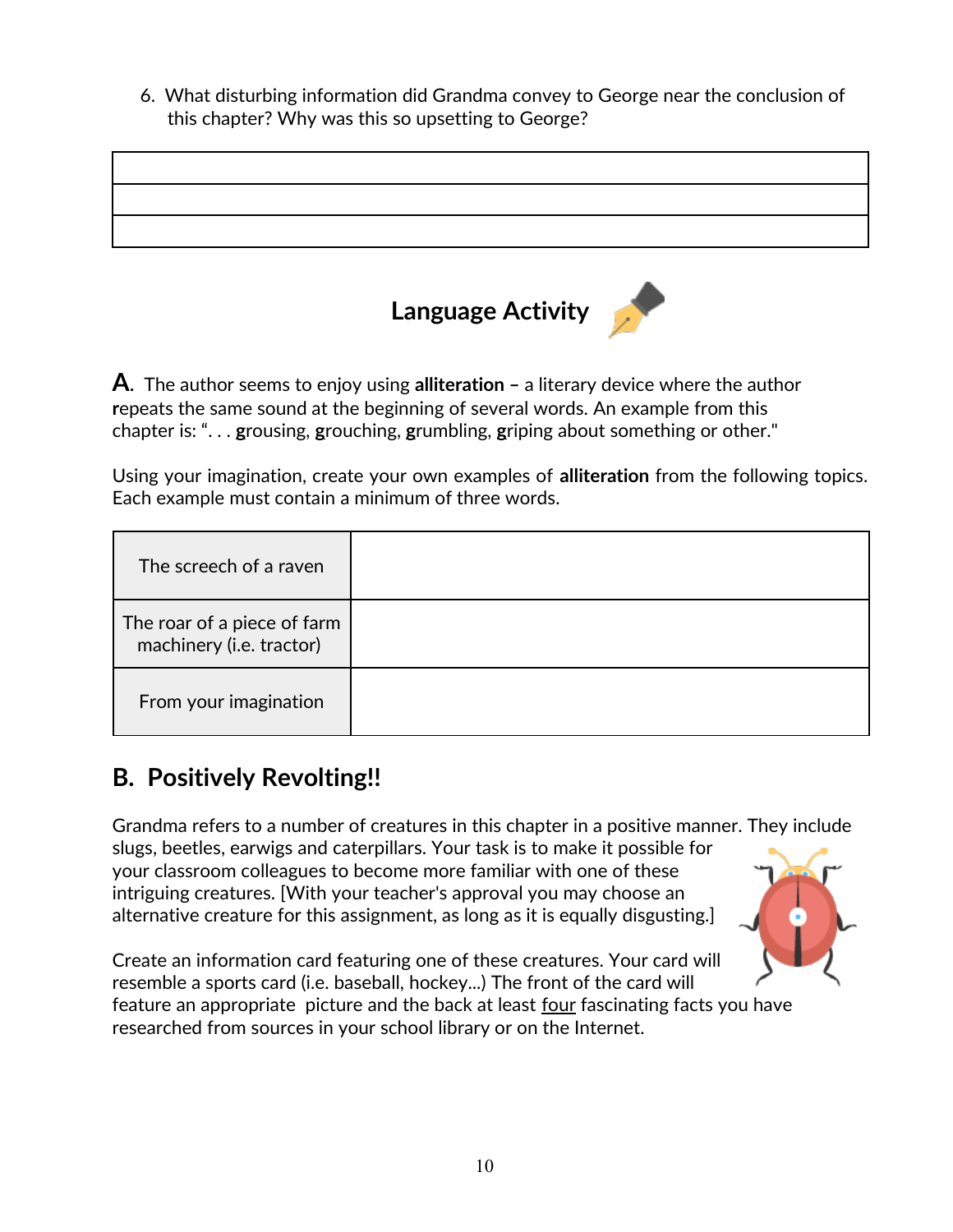6. What disturbing information did Grandma convey to George near the conclusion of this chapter? Why was this so upsetting to George?

| |
|---|
| |
| |
| |

## Language Activity

**A**. The author seems to enjoy using **alliteration –** a literary device where the author **r**epeats the same sound at the beginning of several words. An example from this chapter is: ". . . **g**rousing, **g**rouching, **g**rumbling, **g**riping about something or other."

Using your imagination, create your own examples of **alliteration** from the following topics. Each example must contain a minimum of three words.

| | |
|---|---|
| The screech of a raven | |
| The roar of a piece of farm machinery (i.e. tractor) | |
| From your imagination | |

## B. Positively Revolting!!

Grandma refers to a number of creatures in this chapter in a positive manner. They include slugs, beetles, earwigs and caterpillars. Your task is to make it possible for your classroom colleagues to become more familiar with one of these intriguing creatures. [With your teacher's approval you may choose an alternative creature for this assignment, as long as it is equally disgusting.]

Create an information card featuring one of these creatures. Your card will resemble a sports card (i.e. baseball, hockey...) The front of the card will feature an appropriate picture and the back at least four fascinating facts you have researched from sources in your school library or on the Internet.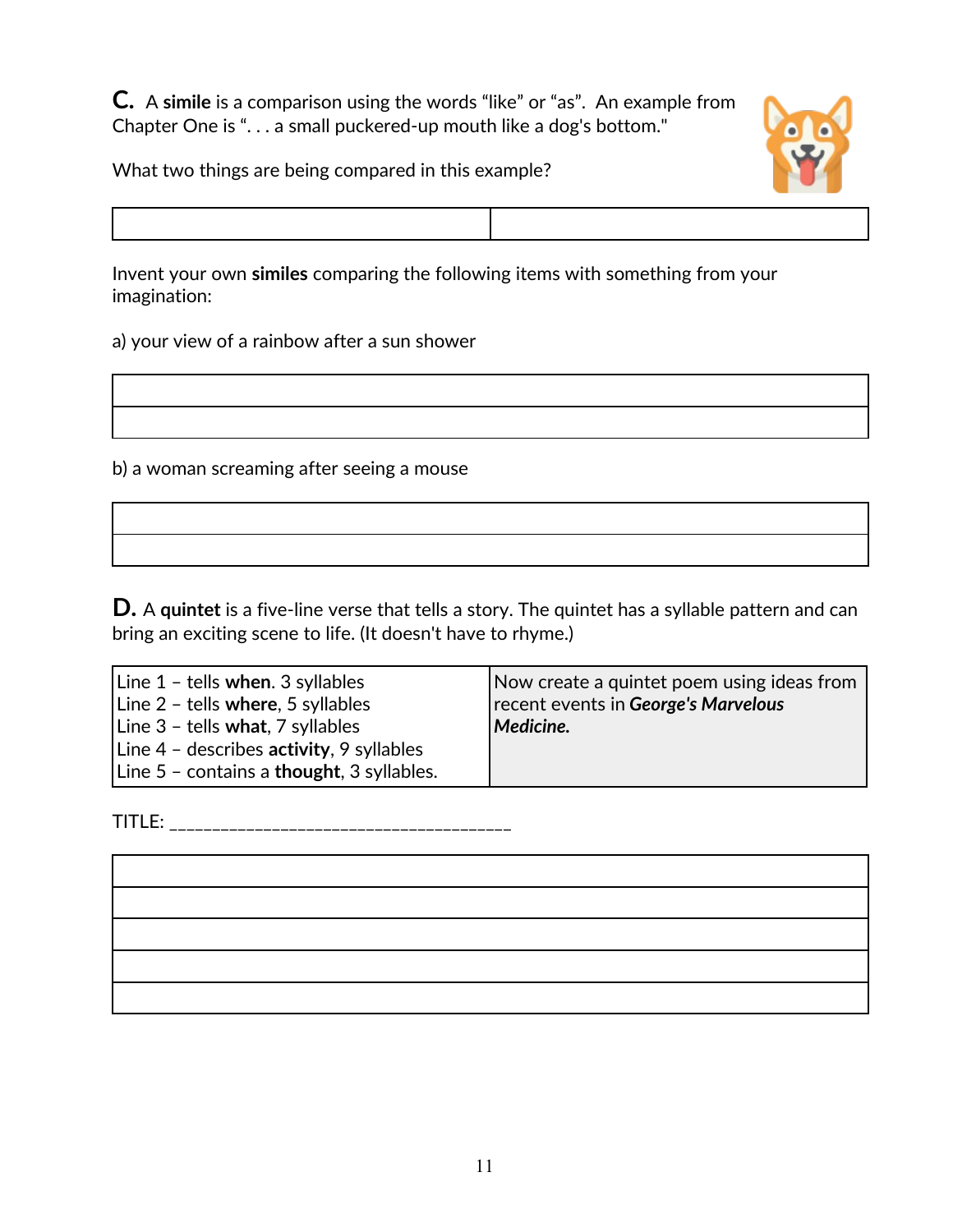**C.** A **simile** is a comparison using the words "like" or "as". An example from Chapter One is ". . . a small puckered-up mouth like a dog's bottom."

What two things are being compared in this example?

| | |
|---|---|
| | |

Invent your own **similes** comparing the following items with something from your imagination:

a) your view of a rainbow after a sun shower

| |
|---|
| |
| |

b) a woman screaming after seeing a mouse

| |
|---|
| |
| |

**D.** A **quintet** is a five-line verse that tells a story. The quintet has a syllable pattern and can bring an exciting scene to life. (It doesn't have to rhyme.)

| | |
|---|---|
| Line 1 – tells **when**. 3 syllables<br>Line 2 – tells **where**, 5 syllables<br>Line 3 – tells **what**, 7 syllables<br>Line 4 – describes **activity**, 9 syllables<br>Line 5 – contains a **thought**, 3 syllables. | Now create a quintet poem using ideas from recent events in ***George's Marvelous Medicine.*** |

TITLE: ______________________________________

| |
|---|
| |
| |
| |
| |
| |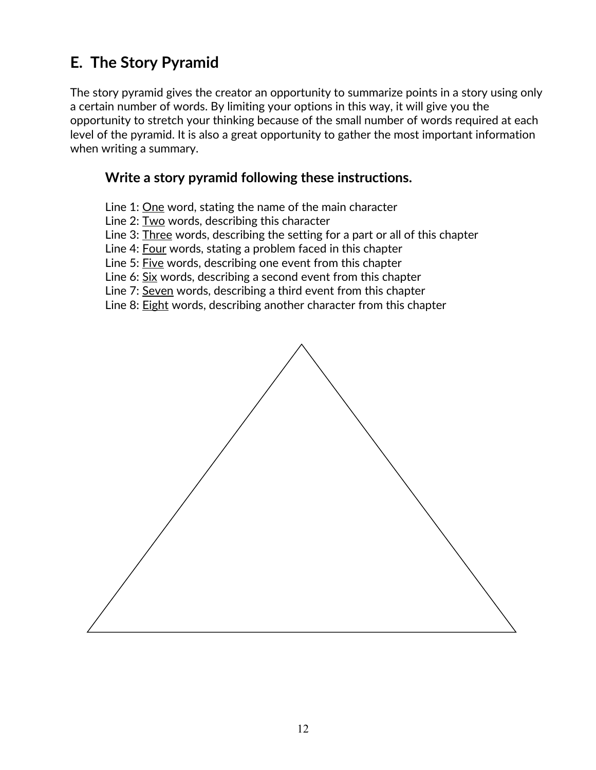## E. The Story Pyramid

The story pyramid gives the creator an opportunity to summarize points in a story using only a certain number of words. By limiting your options in this way, it will give you the opportunity to stretch your thinking because of the small number of words required at each level of the pyramid. It is also a great opportunity to gather the most important information when writing a summary.

### Write a story pyramid following these instructions.

Line 1: <u>One</u> word, stating the name of the main character
Line 2: <u>Two</u> words, describing this character
Line 3: <u>Three</u> words, describing the setting for a part or all of this chapter
Line 4: <u>Four</u> words, stating a problem faced in this chapter
Line 5: <u>Five</u> words, describing one event from this chapter
Line 6: <u>Six</u> words, describing a second event from this chapter
Line 7: <u>Seven</u> words, describing a third event from this chapter
Line 8: <u>Eight</u> words, describing another character from this chapter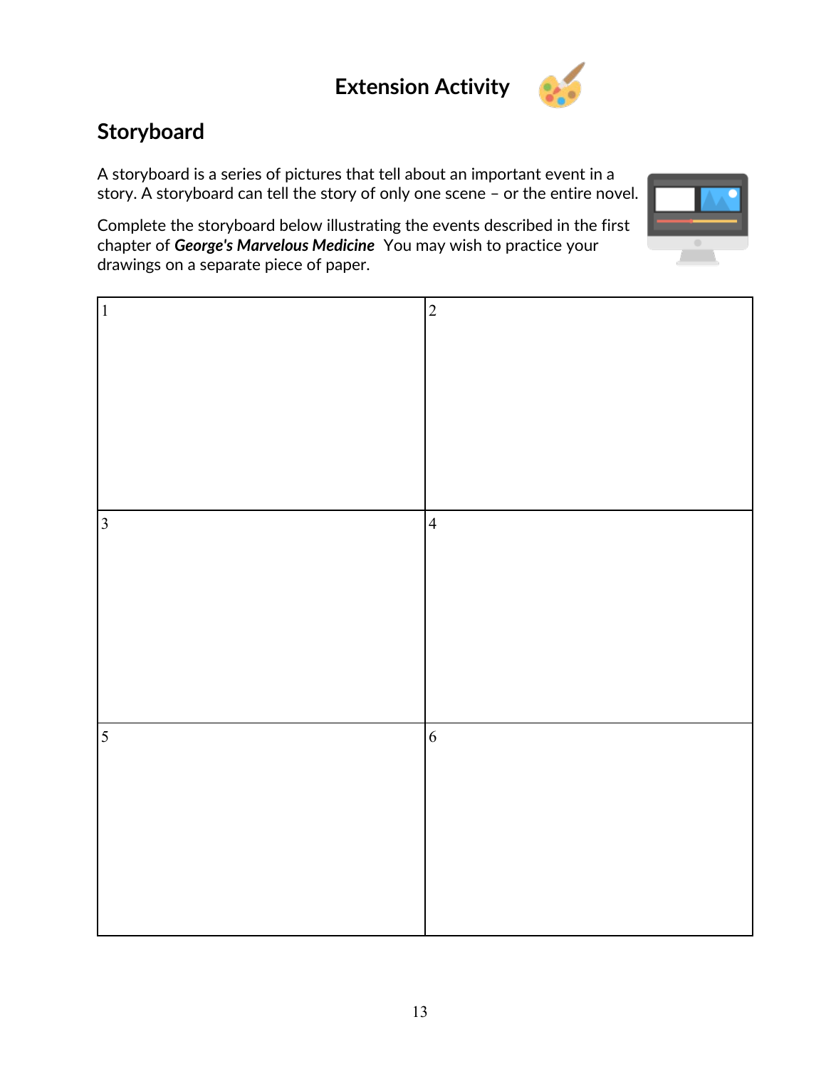# Extension Activity

## Storyboard

A storyboard is a series of pictures that tell about an important event in a story. A storyboard can tell the story of only one scene – or the entire novel.

Complete the storyboard below illustrating the events described in the first chapter of ***George's Marvelous Medicine*** You may wish to practice your drawings on a separate piece of paper.

| | |
|---|---|
| 1 | 2 |
| 3 | 4 |
| 5 | 6 |